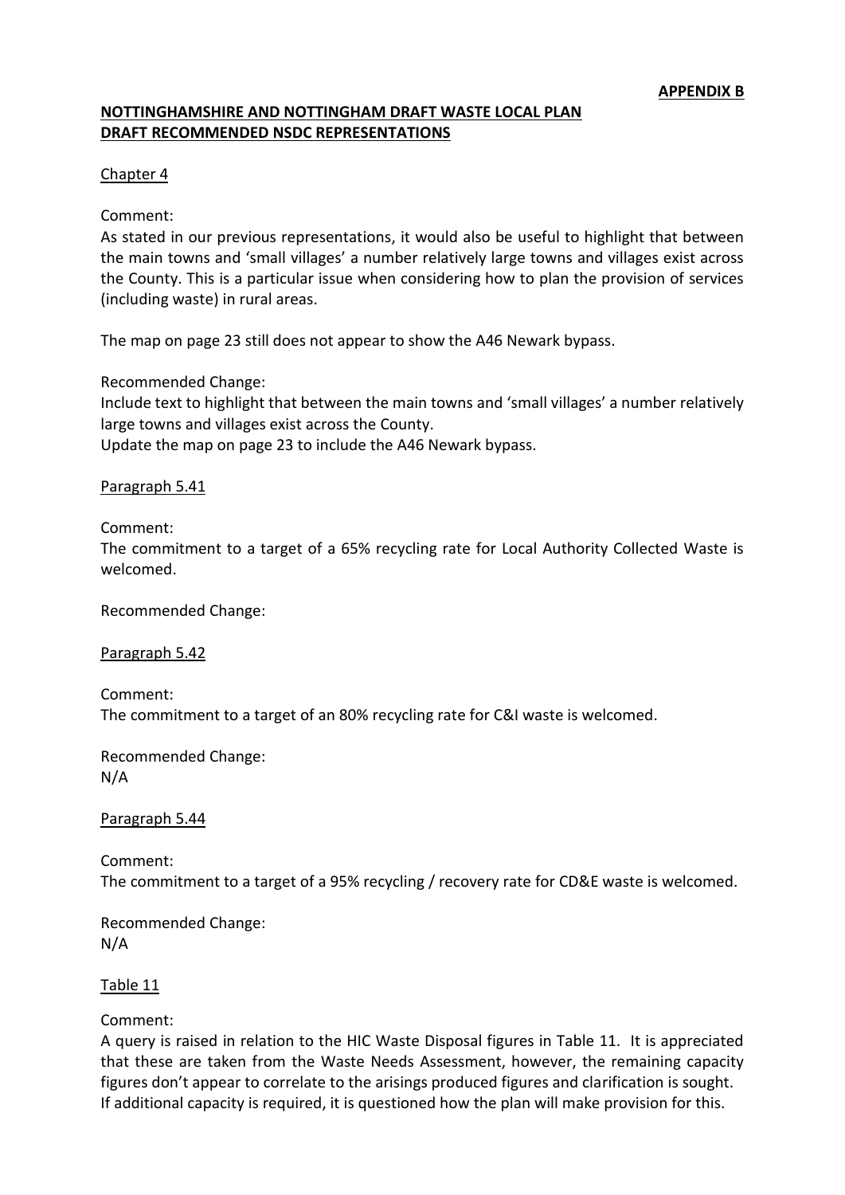**APPENDIX B**

**NOTTINGHAMSHIRE AND NOTTINGHAM DRAFT WASTE LOCAL PLAN**
**DRAFT RECOMMENDED NSDC REPRESENTATIONS**

Chapter 4

Comment:
As stated in our previous representations, it would also be useful to highlight that between the main towns and 'small villages' a number relatively large towns and villages exist across the County. This is a particular issue when considering how to plan the provision of services (including waste) in rural areas.

The map on page 23 still does not appear to show the A46 Newark bypass.

Recommended Change:
Include text to highlight that between the main towns and 'small villages' a number relatively large towns and villages exist across the County.
Update the map on page 23 to include the A46 Newark bypass.

Paragraph 5.41

Comment:
The commitment to a target of a 65% recycling rate for Local Authority Collected Waste is welcomed.

Recommended Change:

Paragraph 5.42

Comment:
The commitment to a target of an 80% recycling rate for C&I waste is welcomed.

Recommended Change:
N/A

Paragraph 5.44

Comment:
The commitment to a target of a 95% recycling / recovery rate for CD&E waste is welcomed.

Recommended Change:
N/A

Table 11

Comment:
A query is raised in relation to the HIC Waste Disposal figures in Table 11. It is appreciated that these are taken from the Waste Needs Assessment, however, the remaining capacity figures don't appear to correlate to the arisings produced figures and clarification is sought. If additional capacity is required, it is questioned how the plan will make provision for this.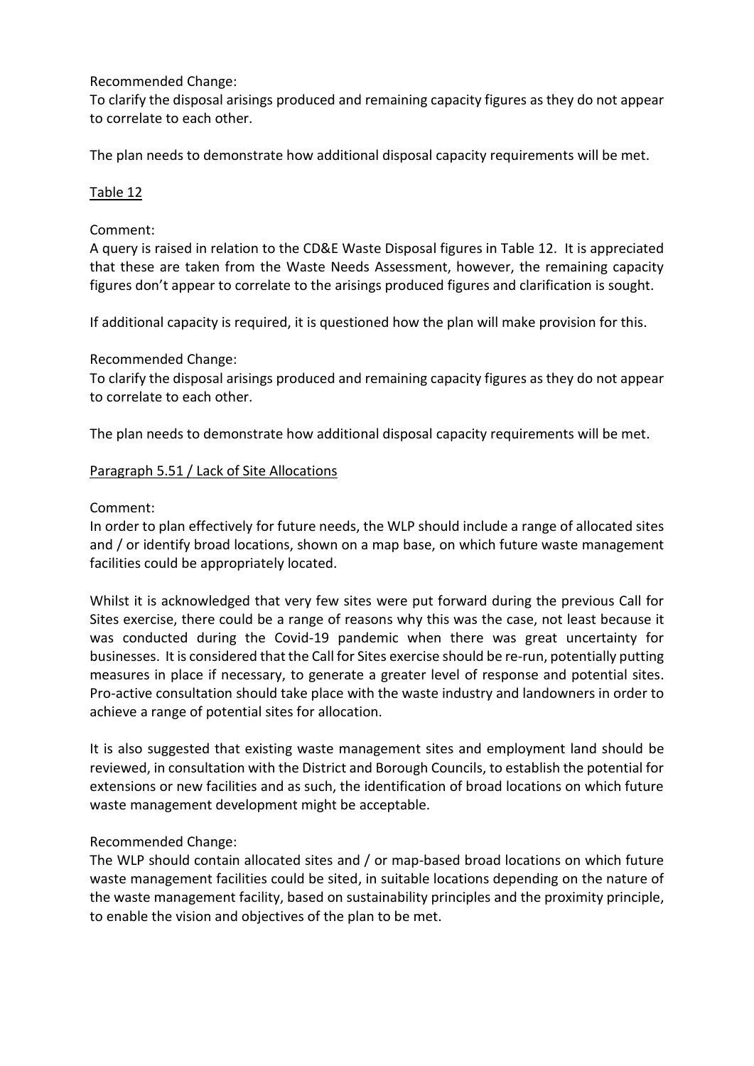Recommended Change:
To clarify the disposal arisings produced and remaining capacity figures as they do not appear to correlate to each other.

The plan needs to demonstrate how additional disposal capacity requirements will be met.

<u>Table 12</u>

Comment:
A query is raised in relation to the CD&E Waste Disposal figures in Table 12. It is appreciated that these are taken from the Waste Needs Assessment, however, the remaining capacity figures don't appear to correlate to the arisings produced figures and clarification is sought.

If additional capacity is required, it is questioned how the plan will make provision for this.

Recommended Change:
To clarify the disposal arisings produced and remaining capacity figures as they do not appear to correlate to each other.

The plan needs to demonstrate how additional disposal capacity requirements will be met.

<u>Paragraph 5.51 / Lack of Site Allocations</u>

Comment:
In order to plan effectively for future needs, the WLP should include a range of allocated sites and / or identify broad locations, shown on a map base, on which future waste management facilities could be appropriately located.

Whilst it is acknowledged that very few sites were put forward during the previous Call for Sites exercise, there could be a range of reasons why this was the case, not least because it was conducted during the Covid-19 pandemic when there was great uncertainty for businesses. It is considered that the Call for Sites exercise should be re-run, potentially putting measures in place if necessary, to generate a greater level of response and potential sites. Pro-active consultation should take place with the waste industry and landowners in order to achieve a range of potential sites for allocation.

It is also suggested that existing waste management sites and employment land should be reviewed, in consultation with the District and Borough Councils, to establish the potential for extensions or new facilities and as such, the identification of broad locations on which future waste management development might be acceptable.

Recommended Change:
The WLP should contain allocated sites and / or map-based broad locations on which future waste management facilities could be sited, in suitable locations depending on the nature of the waste management facility, based on sustainability principles and the proximity principle, to enable the vision and objectives of the plan to be met.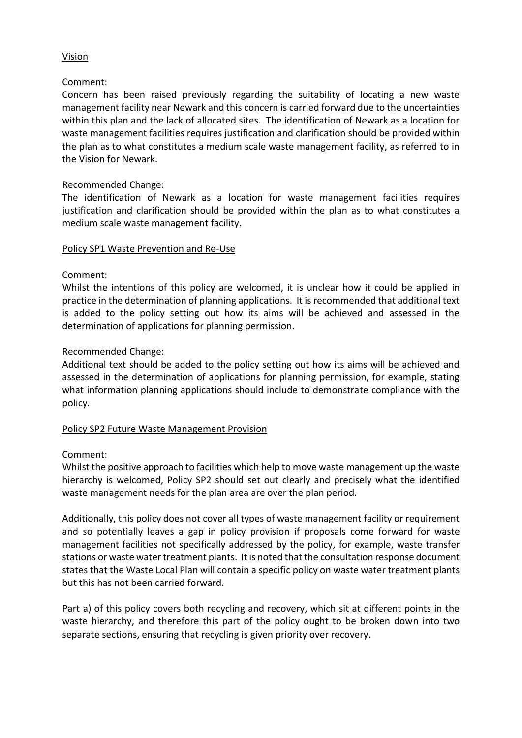<u>Vision</u>

Comment:
Concern has been raised previously regarding the suitability of locating a new waste management facility near Newark and this concern is carried forward due to the uncertainties within this plan and the lack of allocated sites. The identification of Newark as a location for waste management facilities requires justification and clarification should be provided within the plan as to what constitutes a medium scale waste management facility, as referred to in the Vision for Newark.

Recommended Change:
The identification of Newark as a location for waste management facilities requires justification and clarification should be provided within the plan as to what constitutes a medium scale waste management facility.

<u>Policy SP1 Waste Prevention and Re-Use</u>

Comment:
Whilst the intentions of this policy are welcomed, it is unclear how it could be applied in practice in the determination of planning applications. It is recommended that additional text is added to the policy setting out how its aims will be achieved and assessed in the determination of applications for planning permission.

Recommended Change:
Additional text should be added to the policy setting out how its aims will be achieved and assessed in the determination of applications for planning permission, for example, stating what information planning applications should include to demonstrate compliance with the policy.

<u>Policy SP2 Future Waste Management Provision</u>

Comment:
Whilst the positive approach to facilities which help to move waste management up the waste hierarchy is welcomed, Policy SP2 should set out clearly and precisely what the identified waste management needs for the plan area are over the plan period.

Additionally, this policy does not cover all types of waste management facility or requirement and so potentially leaves a gap in policy provision if proposals come forward for waste management facilities not specifically addressed by the policy, for example, waste transfer stations or waste water treatment plants. It is noted that the consultation response document states that the Waste Local Plan will contain a specific policy on waste water treatment plants but this has not been carried forward.

Part a) of this policy covers both recycling and recovery, which sit at different points in the waste hierarchy, and therefore this part of the policy ought to be broken down into two separate sections, ensuring that recycling is given priority over recovery.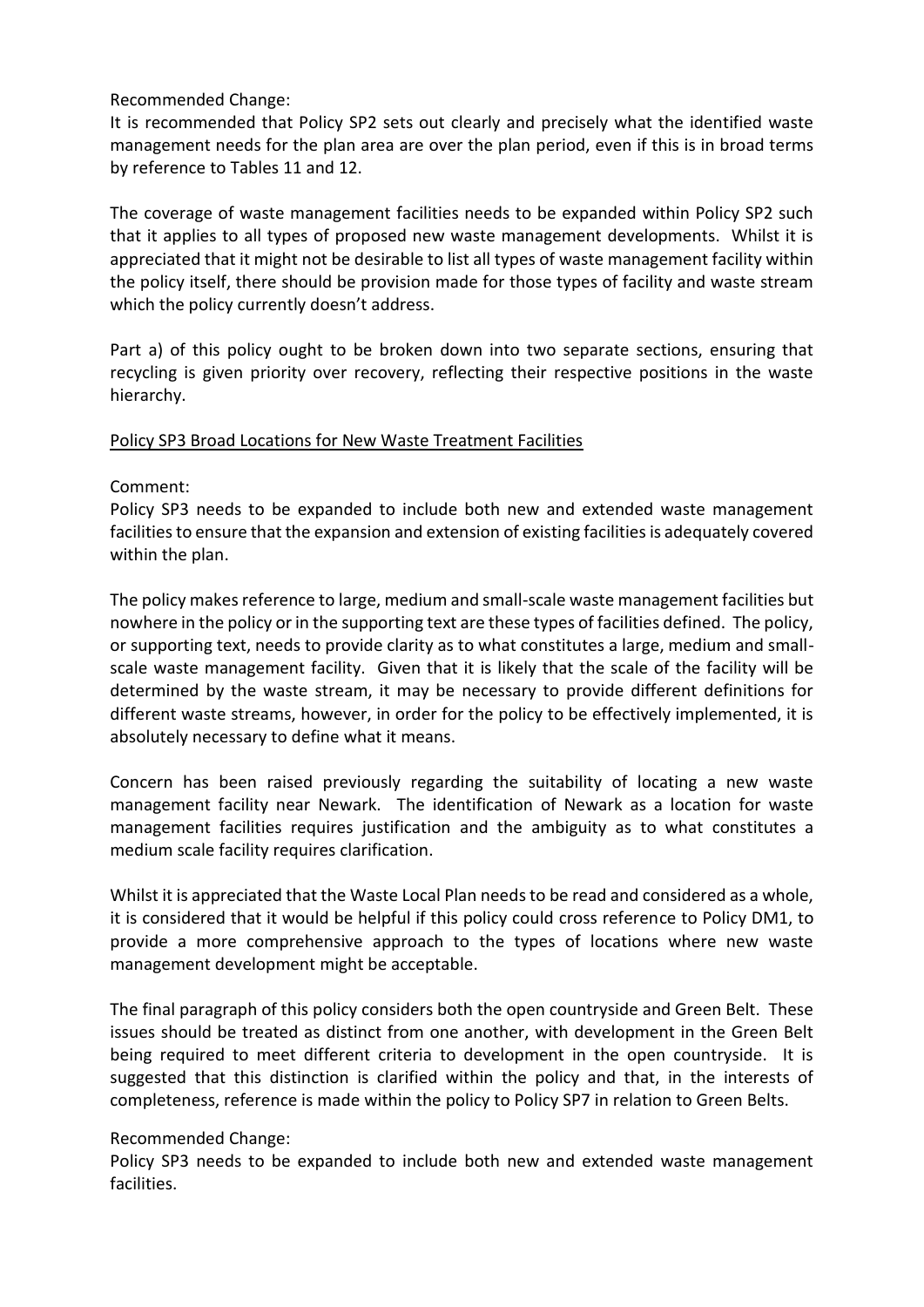Recommended Change:
It is recommended that Policy SP2 sets out clearly and precisely what the identified waste management needs for the plan area are over the plan period, even if this is in broad terms by reference to Tables 11 and 12.

The coverage of waste management facilities needs to be expanded within Policy SP2 such that it applies to all types of proposed new waste management developments. Whilst it is appreciated that it might not be desirable to list all types of waste management facility within the policy itself, there should be provision made for those types of facility and waste stream which the policy currently doesn't address.

Part a) of this policy ought to be broken down into two separate sections, ensuring that recycling is given priority over recovery, reflecting their respective positions in the waste hierarchy.

<u>Policy SP3 Broad Locations for New Waste Treatment Facilities</u>

Comment:
Policy SP3 needs to be expanded to include both new and extended waste management facilities to ensure that the expansion and extension of existing facilities is adequately covered within the plan.

The policy makes reference to large, medium and small-scale waste management facilities but nowhere in the policy or in the supporting text are these types of facilities defined. The policy, or supporting text, needs to provide clarity as to what constitutes a large, medium and small-scale waste management facility. Given that it is likely that the scale of the facility will be determined by the waste stream, it may be necessary to provide different definitions for different waste streams, however, in order for the policy to be effectively implemented, it is absolutely necessary to define what it means.

Concern has been raised previously regarding the suitability of locating a new waste management facility near Newark. The identification of Newark as a location for waste management facilities requires justification and the ambiguity as to what constitutes a medium scale facility requires clarification.

Whilst it is appreciated that the Waste Local Plan needs to be read and considered as a whole, it is considered that it would be helpful if this policy could cross reference to Policy DM1, to provide a more comprehensive approach to the types of locations where new waste management development might be acceptable.

The final paragraph of this policy considers both the open countryside and Green Belt. These issues should be treated as distinct from one another, with development in the Green Belt being required to meet different criteria to development in the open countryside. It is suggested that this distinction is clarified within the policy and that, in the interests of completeness, reference is made within the policy to Policy SP7 in relation to Green Belts.

Recommended Change:
Policy SP3 needs to be expanded to include both new and extended waste management facilities.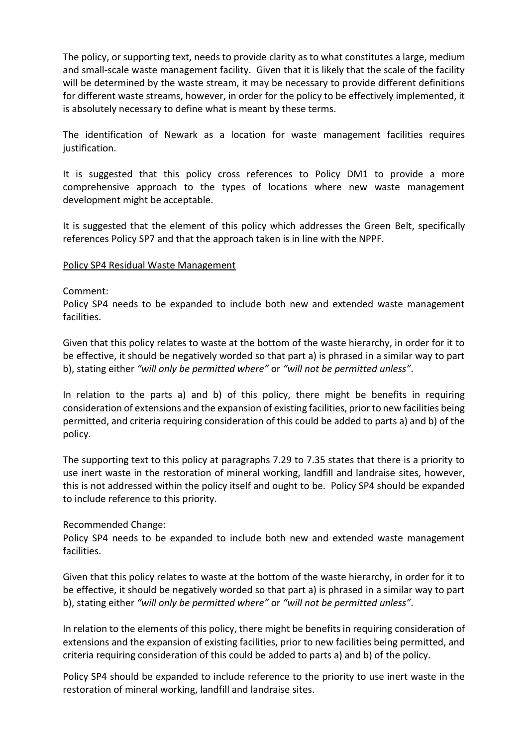The policy, or supporting text, needs to provide clarity as to what constitutes a large, medium and small-scale waste management facility. Given that it is likely that the scale of the facility will be determined by the waste stream, it may be necessary to provide different definitions for different waste streams, however, in order for the policy to be effectively implemented, it is absolutely necessary to define what is meant by these terms.

The identification of Newark as a location for waste management facilities requires justification.

It is suggested that this policy cross references to Policy DM1 to provide a more comprehensive approach to the types of locations where new waste management development might be acceptable.

It is suggested that the element of this policy which addresses the Green Belt, specifically references Policy SP7 and that the approach taken is in line with the NPPF.

<u>Policy SP4 Residual Waste Management</u>

Comment:
Policy SP4 needs to be expanded to include both new and extended waste management facilities.

Given that this policy relates to waste at the bottom of the waste hierarchy, in order for it to be effective, it should be negatively worded so that part a) is phrased in a similar way to part b), stating either *"will only be permitted where"* or *"will not be permitted unless"*.

In relation to the parts a) and b) of this policy, there might be benefits in requiring consideration of extensions and the expansion of existing facilities, prior to new facilities being permitted, and criteria requiring consideration of this could be added to parts a) and b) of the policy.

The supporting text to this policy at paragraphs 7.29 to 7.35 states that there is a priority to use inert waste in the restoration of mineral working, landfill and landraise sites, however, this is not addressed within the policy itself and ought to be. Policy SP4 should be expanded to include reference to this priority.

Recommended Change:
Policy SP4 needs to be expanded to include both new and extended waste management facilities.

Given that this policy relates to waste at the bottom of the waste hierarchy, in order for it to be effective, it should be negatively worded so that part a) is phrased in a similar way to part b), stating either *"will only be permitted where"* or *"will not be permitted unless"*.

In relation to the elements of this policy, there might be benefits in requiring consideration of extensions and the expansion of existing facilities, prior to new facilities being permitted, and criteria requiring consideration of this could be added to parts a) and b) of the policy.

Policy SP4 should be expanded to include reference to the priority to use inert waste in the restoration of mineral working, landfill and landraise sites.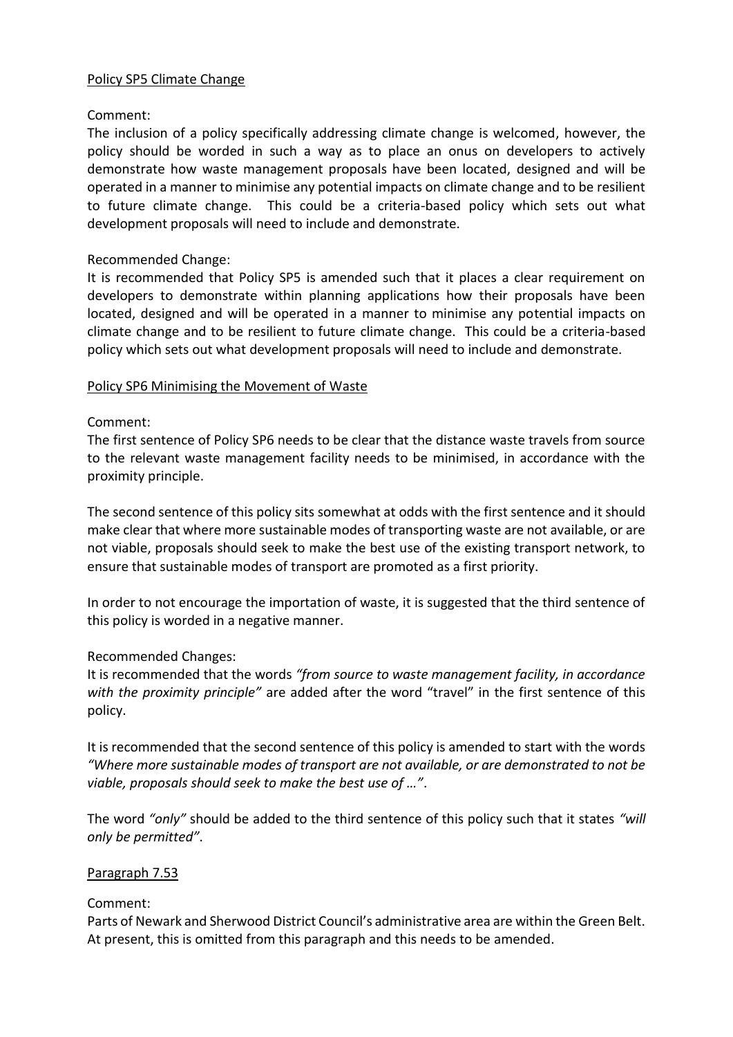<u>Policy SP5 Climate Change</u>

Comment:
The inclusion of a policy specifically addressing climate change is welcomed, however, the policy should be worded in such a way as to place an onus on developers to actively demonstrate how waste management proposals have been located, designed and will be operated in a manner to minimise any potential impacts on climate change and to be resilient to future climate change. This could be a criteria-based policy which sets out what development proposals will need to include and demonstrate.

Recommended Change:
It is recommended that Policy SP5 is amended such that it places a clear requirement on developers to demonstrate within planning applications how their proposals have been located, designed and will be operated in a manner to minimise any potential impacts on climate change and to be resilient to future climate change. This could be a criteria-based policy which sets out what development proposals will need to include and demonstrate.

<u>Policy SP6 Minimising the Movement of Waste</u>

Comment:
The first sentence of Policy SP6 needs to be clear that the distance waste travels from source to the relevant waste management facility needs to be minimised, in accordance with the proximity principle.

The second sentence of this policy sits somewhat at odds with the first sentence and it should make clear that where more sustainable modes of transporting waste are not available, or are not viable, proposals should seek to make the best use of the existing transport network, to ensure that sustainable modes of transport are promoted as a first priority.

In order to not encourage the importation of waste, it is suggested that the third sentence of this policy is worded in a negative manner.

Recommended Changes:
It is recommended that the words *"from source to waste management facility, in accordance with the proximity principle"* are added after the word "travel" in the first sentence of this policy.

It is recommended that the second sentence of this policy is amended to start with the words *"Where more sustainable modes of transport are not available, or are demonstrated to not be viable, proposals should seek to make the best use of …"*.

The word *"only"* should be added to the third sentence of this policy such that it states *"will only be permitted"*.

<u>Paragraph 7.53</u>

Comment:
Parts of Newark and Sherwood District Council's administrative area are within the Green Belt. At present, this is omitted from this paragraph and this needs to be amended.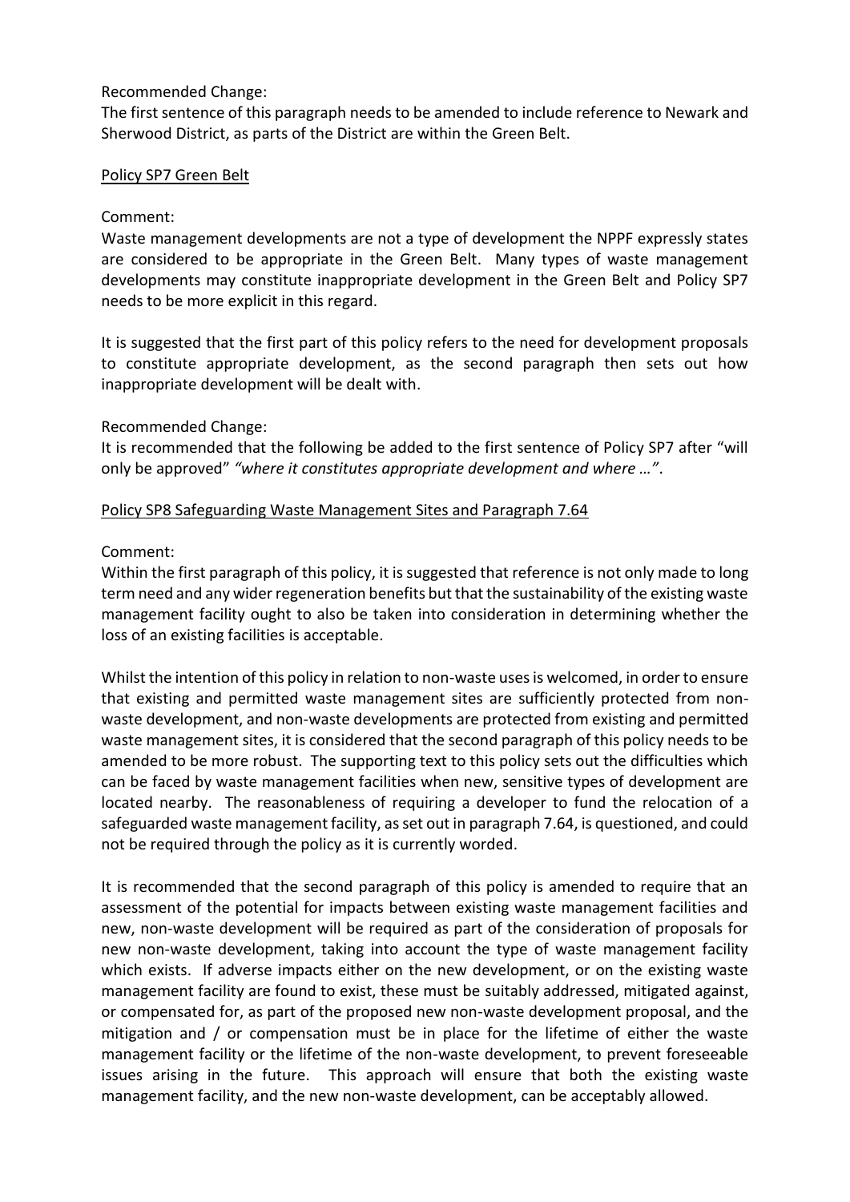Recommended Change:
The first sentence of this paragraph needs to be amended to include reference to Newark and Sherwood District, as parts of the District are within the Green Belt.

Policy SP7 Green Belt

Comment:
Waste management developments are not a type of development the NPPF expressly states are considered to be appropriate in the Green Belt. Many types of waste management developments may constitute inappropriate development in the Green Belt and Policy SP7 needs to be more explicit in this regard.

It is suggested that the first part of this policy refers to the need for development proposals to constitute appropriate development, as the second paragraph then sets out how inappropriate development will be dealt with.

Recommended Change:
It is recommended that the following be added to the first sentence of Policy SP7 after "will only be approved" *"where it constitutes appropriate development and where …"*.

Policy SP8 Safeguarding Waste Management Sites and Paragraph 7.64

Comment:
Within the first paragraph of this policy, it is suggested that reference is not only made to long term need and any wider regeneration benefits but that the sustainability of the existing waste management facility ought to also be taken into consideration in determining whether the loss of an existing facilities is acceptable.

Whilst the intention of this policy in relation to non-waste uses is welcomed, in order to ensure that existing and permitted waste management sites are sufficiently protected from non-waste development, and non-waste developments are protected from existing and permitted waste management sites, it is considered that the second paragraph of this policy needs to be amended to be more robust. The supporting text to this policy sets out the difficulties which can be faced by waste management facilities when new, sensitive types of development are located nearby. The reasonableness of requiring a developer to fund the relocation of a safeguarded waste management facility, as set out in paragraph 7.64, is questioned, and could not be required through the policy as it is currently worded.

It is recommended that the second paragraph of this policy is amended to require that an assessment of the potential for impacts between existing waste management facilities and new, non-waste development will be required as part of the consideration of proposals for new non-waste development, taking into account the type of waste management facility which exists. If adverse impacts either on the new development, or on the existing waste management facility are found to exist, these must be suitably addressed, mitigated against, or compensated for, as part of the proposed new non-waste development proposal, and the mitigation and / or compensation must be in place for the lifetime of either the waste management facility or the lifetime of the non-waste development, to prevent foreseeable issues arising in the future. This approach will ensure that both the existing waste management facility, and the new non-waste development, can be acceptably allowed.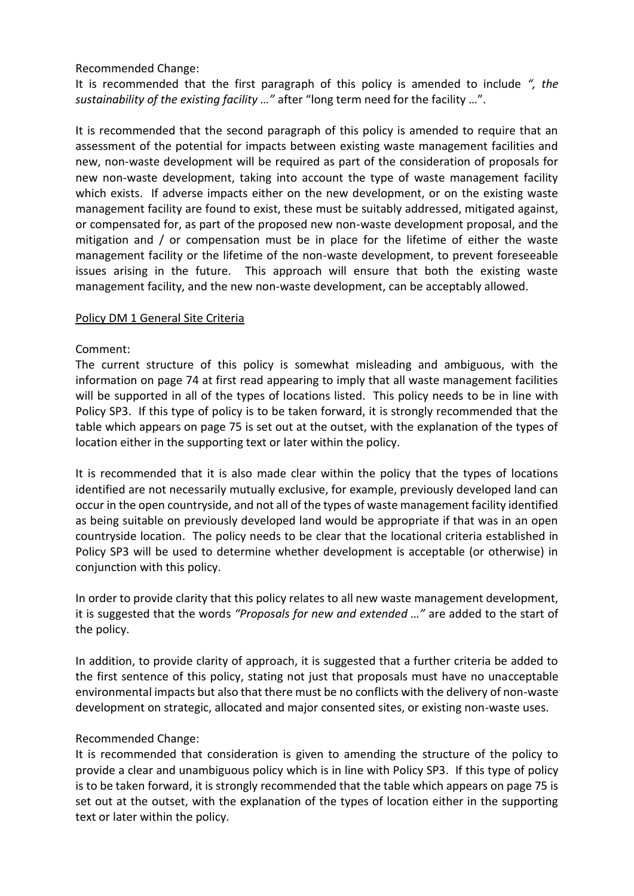Recommended Change:

It is recommended that the first paragraph of this policy is amended to include *", the sustainability of the existing facility …"* after "long term need for the facility …".

It is recommended that the second paragraph of this policy is amended to require that an assessment of the potential for impacts between existing waste management facilities and new, non-waste development will be required as part of the consideration of proposals for new non-waste development, taking into account the type of waste management facility which exists. If adverse impacts either on the new development, or on the existing waste management facility are found to exist, these must be suitably addressed, mitigated against, or compensated for, as part of the proposed new non-waste development proposal, and the mitigation and / or compensation must be in place for the lifetime of either the waste management facility or the lifetime of the non-waste development, to prevent foreseeable issues arising in the future. This approach will ensure that both the existing waste management facility, and the new non-waste development, can be acceptably allowed.

<u>Policy DM 1 General Site Criteria</u>

Comment:

The current structure of this policy is somewhat misleading and ambiguous, with the information on page 74 at first read appearing to imply that all waste management facilities will be supported in all of the types of locations listed. This policy needs to be in line with Policy SP3. If this type of policy is to be taken forward, it is strongly recommended that the table which appears on page 75 is set out at the outset, with the explanation of the types of location either in the supporting text or later within the policy.

It is recommended that it is also made clear within the policy that the types of locations identified are not necessarily mutually exclusive, for example, previously developed land can occur in the open countryside, and not all of the types of waste management facility identified as being suitable on previously developed land would be appropriate if that was in an open countryside location. The policy needs to be clear that the locational criteria established in Policy SP3 will be used to determine whether development is acceptable (or otherwise) in conjunction with this policy.

In order to provide clarity that this policy relates to all new waste management development, it is suggested that the words *"Proposals for new and extended …"* are added to the start of the policy.

In addition, to provide clarity of approach, it is suggested that a further criteria be added to the first sentence of this policy, stating not just that proposals must have no unacceptable environmental impacts but also that there must be no conflicts with the delivery of non-waste development on strategic, allocated and major consented sites, or existing non-waste uses.

Recommended Change:

It is recommended that consideration is given to amending the structure of the policy to provide a clear and unambiguous policy which is in line with Policy SP3. If this type of policy is to be taken forward, it is strongly recommended that the table which appears on page 75 is set out at the outset, with the explanation of the types of location either in the supporting text or later within the policy.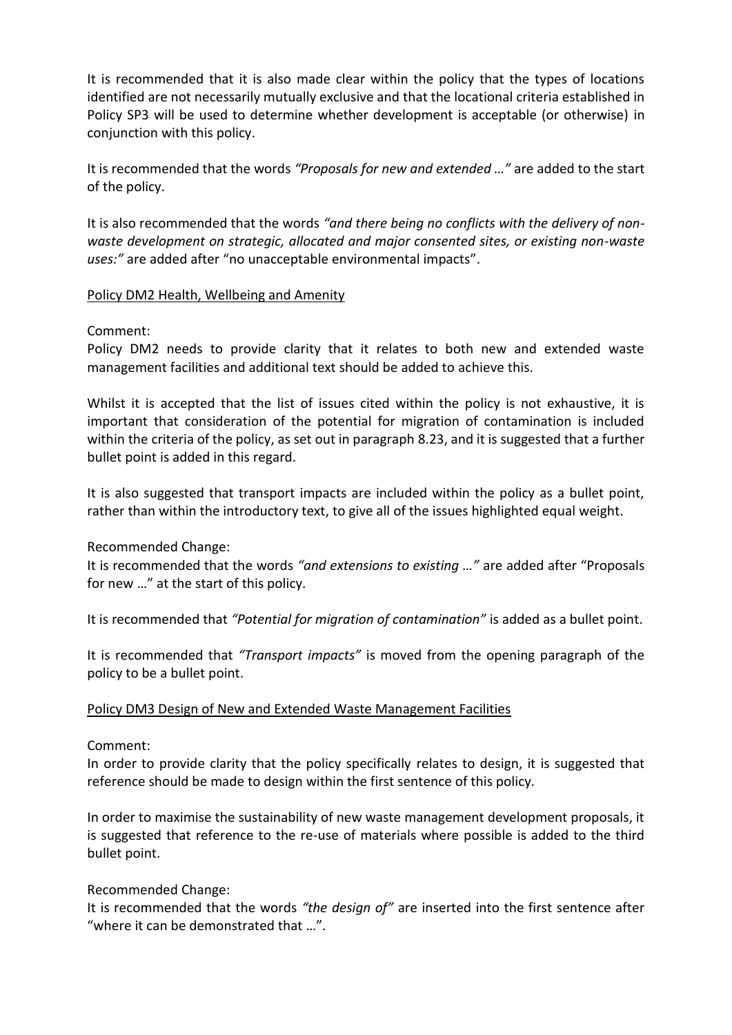It is recommended that it is also made clear within the policy that the types of locations identified are not necessarily mutually exclusive and that the locational criteria established in Policy SP3 will be used to determine whether development is acceptable (or otherwise) in conjunction with this policy.

It is recommended that the words *"Proposals for new and extended …"* are added to the start of the policy.

It is also recommended that the words *"and there being no conflicts with the delivery of non-waste development on strategic, allocated and major consented sites, or existing non-waste uses:"* are added after "no unacceptable environmental impacts".

<u>Policy DM2 Health, Wellbeing and Amenity</u>

Comment:
Policy DM2 needs to provide clarity that it relates to both new and extended waste management facilities and additional text should be added to achieve this.

Whilst it is accepted that the list of issues cited within the policy is not exhaustive, it is important that consideration of the potential for migration of contamination is included within the criteria of the policy, as set out in paragraph 8.23, and it is suggested that a further bullet point is added in this regard.

It is also suggested that transport impacts are included within the policy as a bullet point, rather than within the introductory text, to give all of the issues highlighted equal weight.

Recommended Change:
It is recommended that the words *"and extensions to existing …"* are added after "Proposals for new …" at the start of this policy.

It is recommended that *"Potential for migration of contamination"* is added as a bullet point.

It is recommended that *"Transport impacts"* is moved from the opening paragraph of the policy to be a bullet point.

<u>Policy DM3 Design of New and Extended Waste Management Facilities</u>

Comment:
In order to provide clarity that the policy specifically relates to design, it is suggested that reference should be made to design within the first sentence of this policy.

In order to maximise the sustainability of new waste management development proposals, it is suggested that reference to the re-use of materials where possible is added to the third bullet point.

Recommended Change:
It is recommended that the words *"the design of"* are inserted into the first sentence after "where it can be demonstrated that …".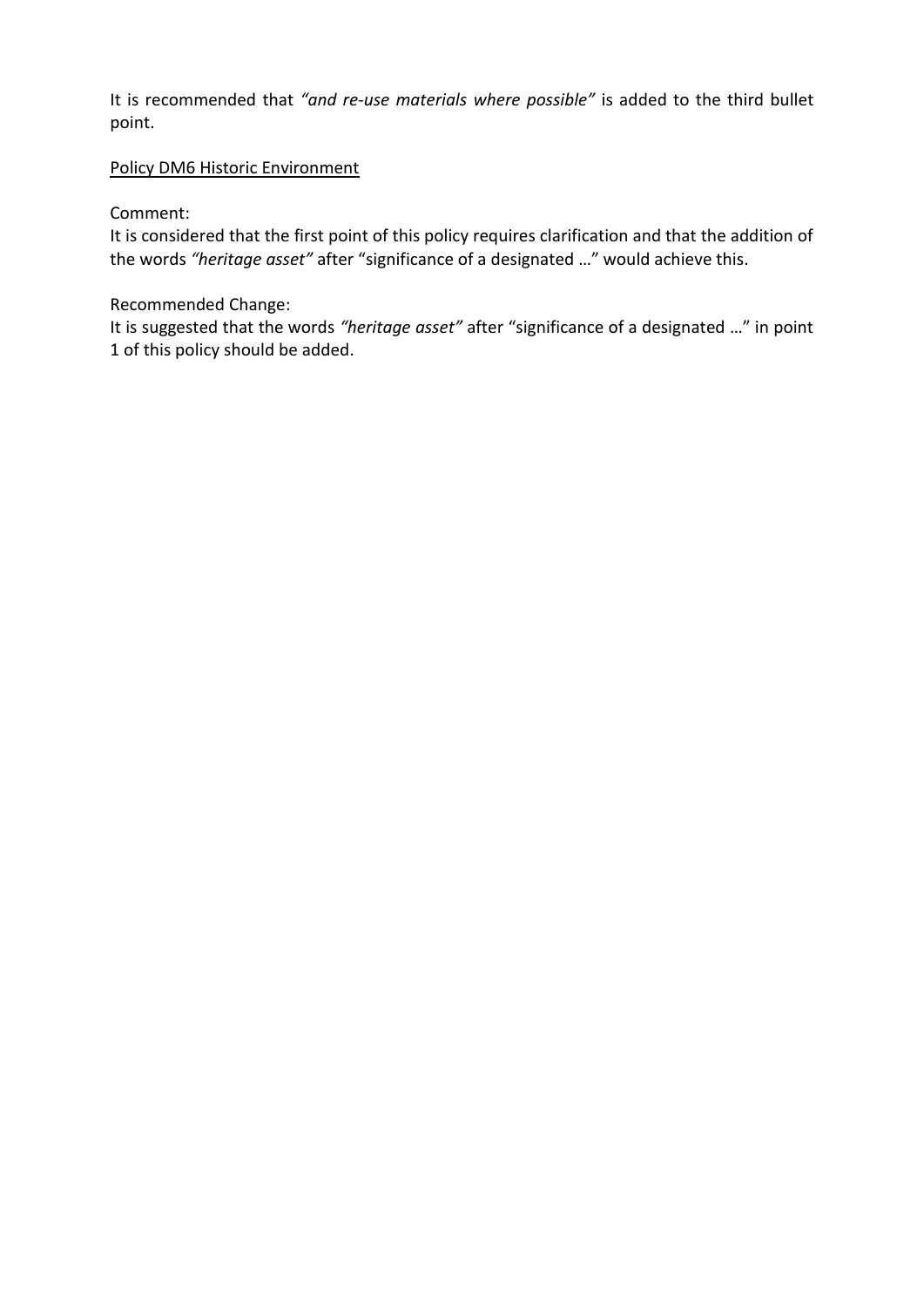It is recommended that *"and re-use materials where possible"* is added to the third bullet point.

<u>Policy DM6 Historic Environment</u>

Comment:
It is considered that the first point of this policy requires clarification and that the addition of the words *"heritage asset"* after "significance of a designated …" would achieve this.

Recommended Change:
It is suggested that the words *"heritage asset"* after "significance of a designated …" in point 1 of this policy should be added.